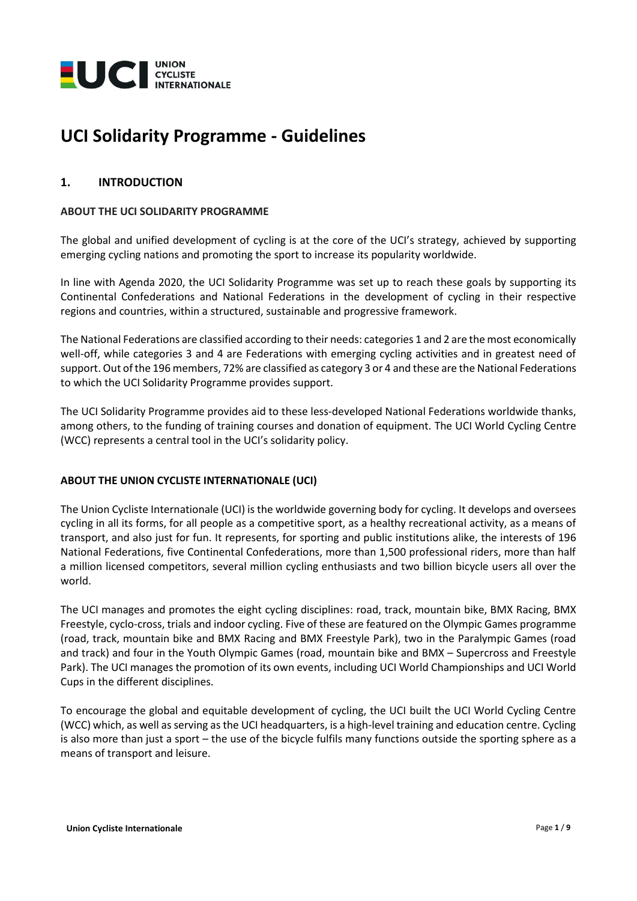# UCI Solidarity Programme - Guidelines

## 1. INTRODUCTION

### ABOUT THE UCI SOLIDARITY PROGRAMME

The global and unified development of cycling is at the core of the UCI's strategy, achieved by supporting emerging cycling nations and promoting the sport to increase its popularity worldwide.

In line with Agenda 2020, the UCI Solidarity Programme was set up to reach these goals by supporting its Continental Confederations and National Federations in the development of cycling in their respective regions and countries, within a structured, sustainable and progressive framework.

The National Federations are classified according to their needs: categories 1 and 2 are the most economically well-off, while categories 3 and 4 are Federations with emerging cycling activities and in greatest need of support. Out of the 196 members, 72% are classified as category 3 or 4 and these are the National Federations to which the UCI Solidarity Programme provides support.

The UCI Solidarity Programme provides aid to these less-developed National Federations worldwide thanks, among others, to the funding of training courses and donation of equipment. The UCI World Cycling Centre (WCC) represents a central tool in the UCI's solidarity policy.

### ABOUT THE UNION CYCLISTE INTERNATIONALE (UCI)

The Union Cycliste Internationale (UCI) is the worldwide governing body for cycling. It develops and oversees cycling in all its forms, for all people as a competitive sport, as a healthy recreational activity, as a means of transport, and also just for fun. It represents, for sporting and public institutions alike, the interests of 196 National Federations, five Continental Confederations, more than 1,500 professional riders, more than half a million licensed competitors, several million cycling enthusiasts and two billion bicycle users all over the world.

The UCI manages and promotes the eight cycling disciplines: road, track, mountain bike, BMX Racing, BMX Freestyle, cyclo-cross, trials and indoor cycling. Five of these are featured on the Olympic Games programme (road, track, mountain bike and BMX Racing and BMX Freestyle Park), two in the Paralympic Games (road and track) and four in the Youth Olympic Games (road, mountain bike and BMX – Supercross and Freestyle Park). The UCI manages the promotion of its own events, including UCI World Championships and UCI World Cups in the different disciplines.

To encourage the global and equitable development of cycling, the UCI built the UCI World Cycling Centre (WCC) which, as well as serving as the UCI headquarters, is a high-level training and education centre. Cycling is also more than just a sport – the use of the bicycle fulfils many functions outside the sporting sphere as a means of transport and leisure.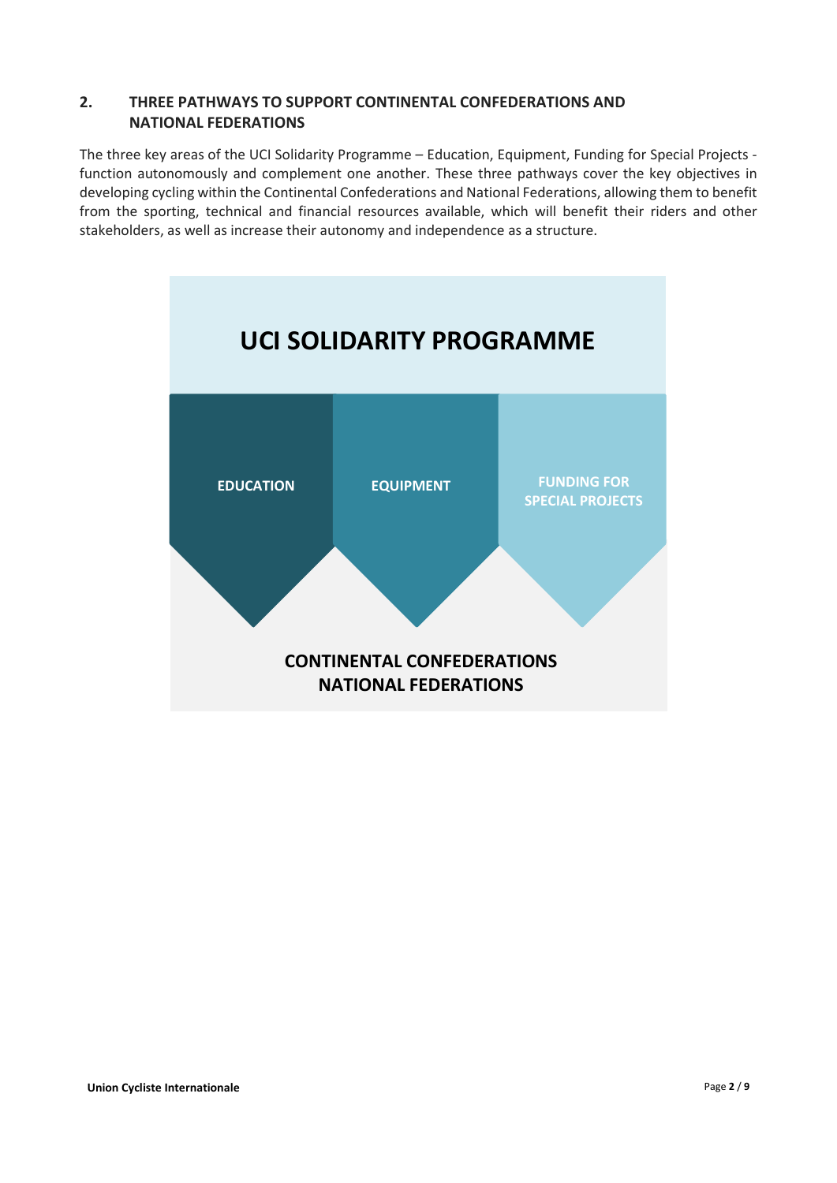## 2. THREE PATHWAYS TO SUPPORT CONTINENTAL CONFEDERATIONS AND NATIONAL FEDERATIONS

The three key areas of the UCI Solidarity Programme – Education, Equipment, Funding for Special Projects - function autonomously and complement one another. These three pathways cover the key objectives in developing cycling within the Continental Confederations and National Federations, allowing them to benefit from the sporting, technical and financial resources available, which will benefit their riders and other stakeholders, as well as increase their autonomy and independence as a structure.

**UCI SOLIDARITY PROGRAMME**

**EDUCATION** | **EQUIPMENT** | **FUNDING FOR SPECIAL PROJECTS**

**CONTINENTAL CONFEDERATIONS**
**NATIONAL FEDERATIONS**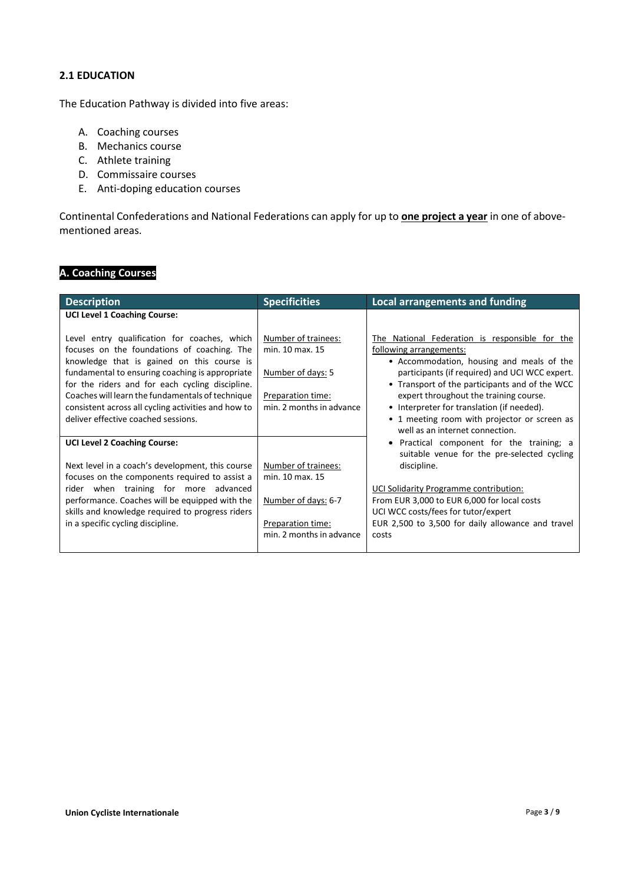### 2.1 EDUCATION

The Education Pathway is divided into five areas:

A. Coaching courses
B. Mechanics course
C. Athlete training
D. Commissaire courses
E. Anti-doping education courses

Continental Confederations and National Federations can apply for up to **one project a year** in one of above-mentioned areas.

#### A. Coaching Courses

| Description | Specificities | Local arrangements and funding |
|---|---|---|
| **UCI Level 1 Coaching Course:**<br><br>Level entry qualification for coaches, which focuses on the foundations of coaching. The knowledge that is gained on this course is fundamental to ensuring coaching is appropriate for the riders and for each cycling discipline. Coaches will learn the fundamentals of technique consistent across all cycling activities and how to deliver effective coached sessions. | Number of trainees: min. 10 max. 15<br><br>Number of days: 5<br><br>Preparation time: min. 2 months in advance | The National Federation is responsible for the following arrangements:<br>• Accommodation, housing and meals of the participants (if required) and UCI WCC expert.<br>• Transport of the participants and of the WCC expert throughout the training course.<br>• Interpreter for translation (if needed).<br>• 1 meeting room with projector or screen as well as an internet connection.<br>• Practical component for the training; a suitable venue for the pre-selected cycling discipline.<br><br>UCI Solidarity Programme contribution:<br>From EUR 3,000 to EUR 6,000 for local costs<br>UCI WCC costs/fees for tutor/expert<br>EUR 2,500 to 3,500 for daily allowance and travel costs |
| **UCI Level 2 Coaching Course:**<br><br>Next level in a coach's development, this course focuses on the components required to assist a rider when training for more advanced performance. Coaches will be equipped with the skills and knowledge required to progress riders in a specific cycling discipline. | Number of trainees: min. 10 max. 15<br><br>Number of days: 6-7<br><br>Preparation time: min. 2 months in advance | |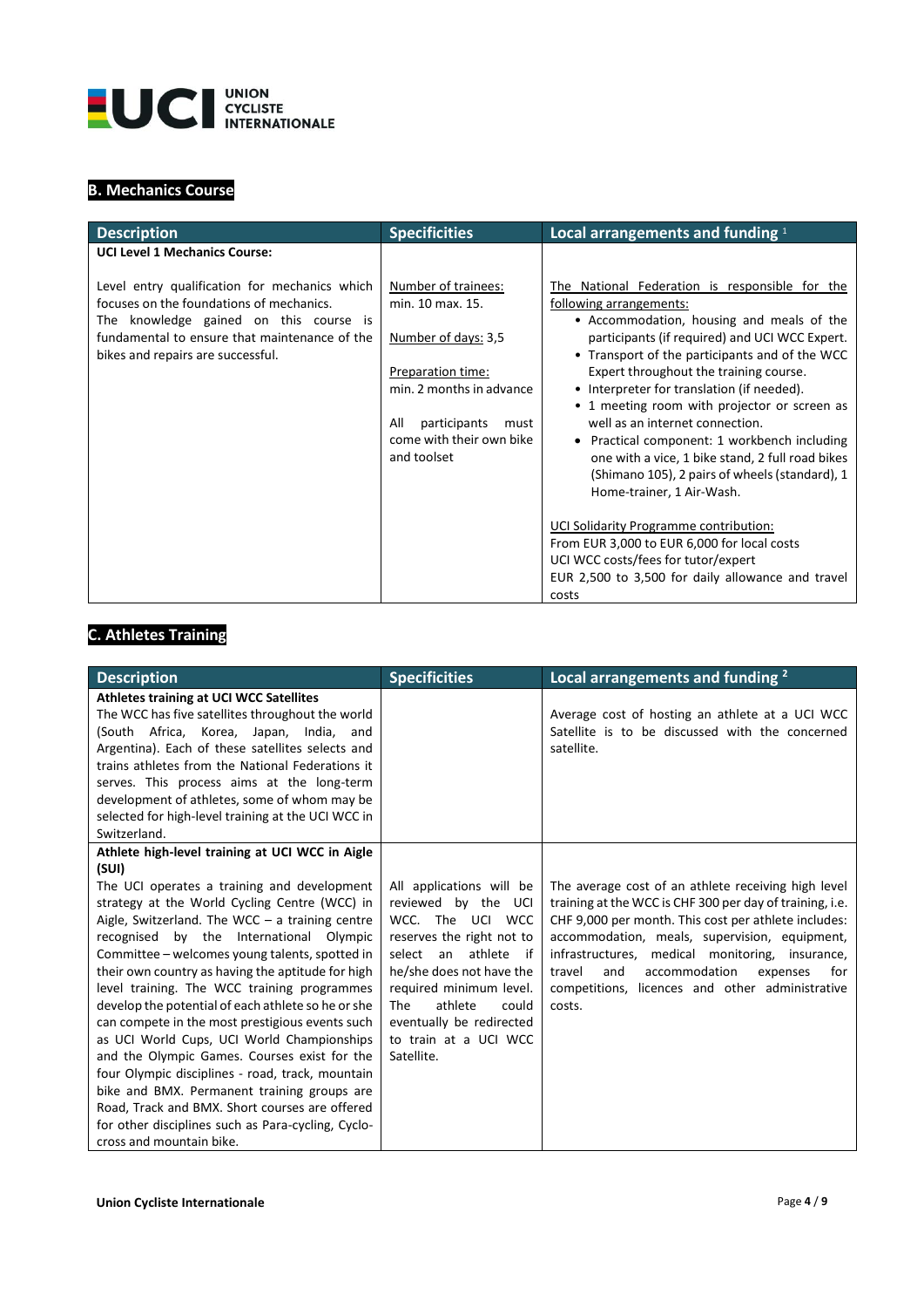## B. Mechanics Course

| Description | Specificities | Local arrangements and funding [1] |
|---|---|---|
| **UCI Level 1 Mechanics Course:**<br><br>Level entry qualification for mechanics which focuses on the foundations of mechanics. The knowledge gained on this course is fundamental to ensure that maintenance of the bikes and repairs are successful. | Number of trainees:<br>min. 10 max. 15.<br><br>Number of days: 3,5<br><br>Preparation time:<br>min. 2 months in advance<br><br>All participants must come with their own bike and toolset | The National Federation is responsible for the following arrangements:<br>• Accommodation, housing and meals of the participants (if required) and UCI WCC Expert.<br>• Transport of the participants and of the WCC Expert throughout the training course.<br>• Interpreter for translation (if needed).<br>• 1 meeting room with projector or screen as well as an internet connection.<br>• Practical component: 1 workbench including one with a vice, 1 bike stand, 2 full road bikes (Shimano 105), 2 pairs of wheels (standard), 1 Home-trainer, 1 Air-Wash.<br><br>UCI Solidarity Programme contribution:<br>From EUR 3,000 to EUR 6,000 for local costs<br>UCI WCC costs/fees for tutor/expert<br>EUR 2,500 to 3,500 for daily allowance and travel costs |

## C. Athletes Training

| Description | Specificities | Local arrangements and funding [2] |
|---|---|---|
| **Athletes training at UCI WCC Satellites**<br>The WCC has five satellites throughout the world (South Africa, Korea, Japan, India, and Argentina). Each of these satellites selects and trains athletes from the National Federations it serves. This process aims at the long-term development of athletes, some of whom may be selected for high-level training at the UCI WCC in Switzerland. | | Average cost of hosting an athlete at a UCI WCC Satellite is to be discussed with the concerned satellite. |
| **Athlete high-level training at UCI WCC in Aigle (SUI)**<br>The UCI operates a training and development strategy at the World Cycling Centre (WCC) in Aigle, Switzerland. The WCC – a training centre recognised by the International Olympic Committee – welcomes young talents, spotted in their own country as having the aptitude for high level training. The WCC training programmes develop the potential of each athlete so he or she can compete in the most prestigious events such as UCI World Cups, UCI World Championships and the Olympic Games. Courses exist for the four Olympic disciplines - road, track, mountain bike and BMX. Permanent training groups are Road, Track and BMX. Short courses are offered for other disciplines such as Para-cycling, Cyclo-cross and mountain bike. | All applications will be reviewed by the UCI WCC. The UCI WCC reserves the right not to select an athlete if he/she does not have the required minimum level. The athlete could eventually be redirected to train at a UCI WCC Satellite. | The average cost of an athlete receiving high level training at the WCC is CHF 300 per day of training, i.e. CHF 9,000 per month. This cost per athlete includes: accommodation, meals, supervision, equipment, infrastructures, medical monitoring, insurance, travel and accommodation expenses for competitions, licences and other administrative costs. |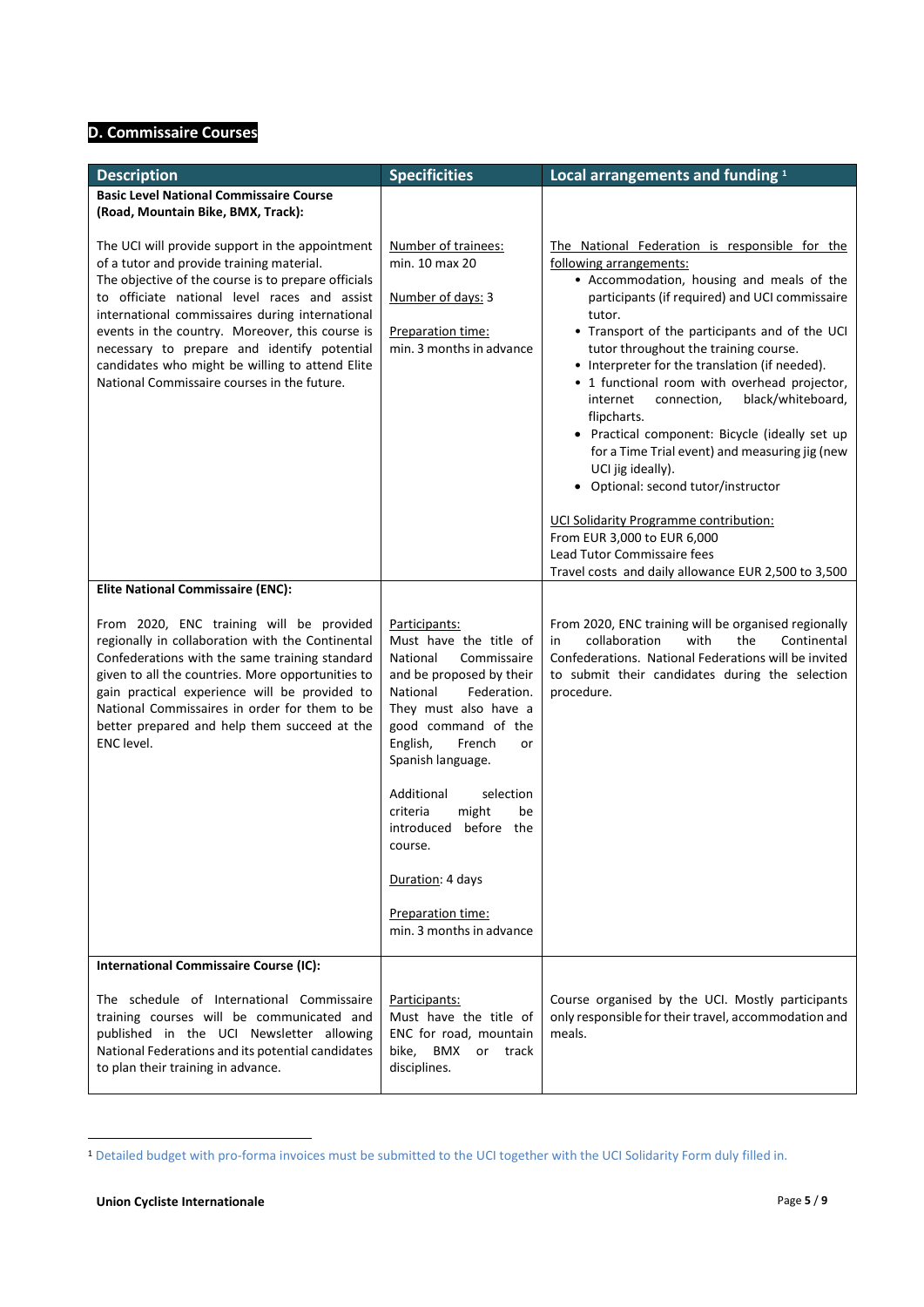## D. Commissaire Courses

| Description | Specificities | Local arrangements and funding [1] |
|---|---|---|
| **Basic Level National Commissaire Course (Road, Mountain Bike, BMX, Track):**<br><br>The UCI will provide support in the appointment of a tutor and provide training material.<br>The objective of the course is to prepare officials to officiate national level races and assist international commissaires during international events in the country. Moreover, this course is necessary to prepare and identify potential candidates who might be willing to attend Elite National Commissaire courses in the future. | Number of trainees:<br>min. 10 max 20<br><br>Number of days: 3<br><br>Preparation time:<br>min. 3 months in advance | The National Federation is responsible for the following arrangements:<br>• Accommodation, housing and meals of the participants (if required) and UCI commissaire tutor.<br>• Transport of the participants and of the UCI tutor throughout the training course.<br>• Interpreter for the translation (if needed).<br>• 1 functional room with overhead projector, internet connection, black/whiteboard, flipcharts.<br>• Practical component: Bicycle (ideally set up for a Time Trial event) and measuring jig (new UCI jig ideally).<br>• Optional: second tutor/instructor<br><br>UCI Solidarity Programme contribution:<br>From EUR 3,000 to EUR 6,000<br>Lead Tutor Commissaire fees<br>Travel costs and daily allowance EUR 2,500 to 3,500 |
| **Elite National Commissaire (ENC):**<br><br>From 2020, ENC training will be provided regionally in collaboration with the Continental Confederations with the same training standard given to all the countries. More opportunities to gain practical experience will be provided to National Commissaires in order for them to be better prepared and help them succeed at the ENC level. | Participants:<br>Must have the title of National Commissaire and be proposed by their National Federation. They must also have a good command of the English, French or Spanish language.<br><br>Additional selection criteria might be introduced before the course.<br><br>Duration: 4 days<br><br>Preparation time:<br>min. 3 months in advance | From 2020, ENC training will be organised regionally in collaboration with the Continental Confederations. National Federations will be invited to submit their candidates during the selection procedure. |
| **International Commissaire Course (IC):**<br><br>The schedule of International Commissaire training courses will be communicated and published in the UCI Newsletter allowing National Federations and its potential candidates to plan their training in advance. | Participants:<br>Must have the title of ENC for road, mountain bike, BMX or track disciplines. | Course organised by the UCI. Mostly participants only responsible for their travel, accommodation and meals. |

[1] Detailed budget with pro-forma invoices must be submitted to the UCI together with the UCI Solidarity Form duly filled in.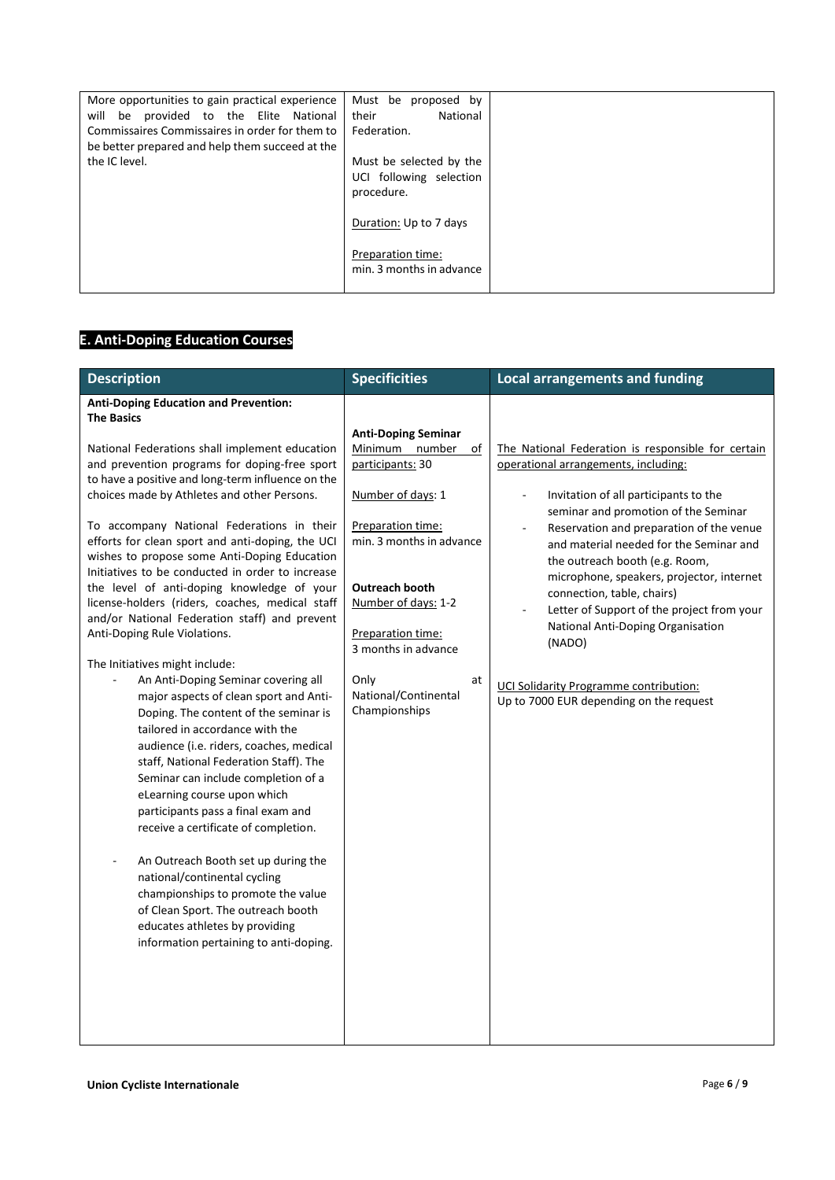| | | |
|---|---|---|
| More opportunities to gain practical experience will be provided to the Elite National Commissaires Commissaires in order for them to be better prepared and help them succeed at the the IC level. | Must be proposed by their National Federation.<br><br>Must be selected by the UCI following selection procedure.<br><br>Duration: Up to 7 days<br><br>Preparation time: min. 3 months in advance | |

## E. Anti-Doping Education Courses

| Description | Specificities | Local arrangements and funding |
|---|---|---|
| **Anti-Doping Education and Prevention: The Basics**<br><br>National Federations shall implement education and prevention programs for doping-free sport to have a positive and long-term influence on the choices made by Athletes and other Persons.<br><br>To accompany National Federations in their efforts for clean sport and anti-doping, the UCI wishes to propose some Anti-Doping Education Initiatives to be conducted in order to increase the level of anti-doping knowledge of your license-holders (riders, coaches, medical staff and/or National Federation staff) and prevent Anti-Doping Rule Violations.<br><br>The Initiatives might include:<br>- An Anti-Doping Seminar covering all major aspects of clean sport and Anti-Doping. The content of the seminar is tailored in accordance with the audience (i.e. riders, coaches, medical staff, National Federation Staff). The Seminar can include completion of a eLearning course upon which participants pass a final exam and receive a certificate of completion.<br>- An Outreach Booth set up during the national/continental cycling championships to promote the value of Clean Sport. The outreach booth educates athletes by providing information pertaining to anti-doping. | **Anti-Doping Seminar**<br>Minimum number of participants: 30<br><br>Number of days: 1<br><br>Preparation time: min. 3 months in advance<br><br>**Outreach booth**<br>Number of days: 1-2<br><br>Preparation time: 3 months in advance<br><br>Only at National/Continental Championships | The National Federation is responsible for certain operational arrangements, including:<br>- Invitation of all participants to the seminar and promotion of the Seminar<br>- Reservation and preparation of the venue and material needed for the Seminar and the outreach booth (e.g. Room, microphone, speakers, projector, internet connection, table, chairs)<br>- Letter of Support of the project from your National Anti-Doping Organisation (NADO)<br><br>UCI Solidarity Programme contribution:<br>Up to 7000 EUR depending on the request |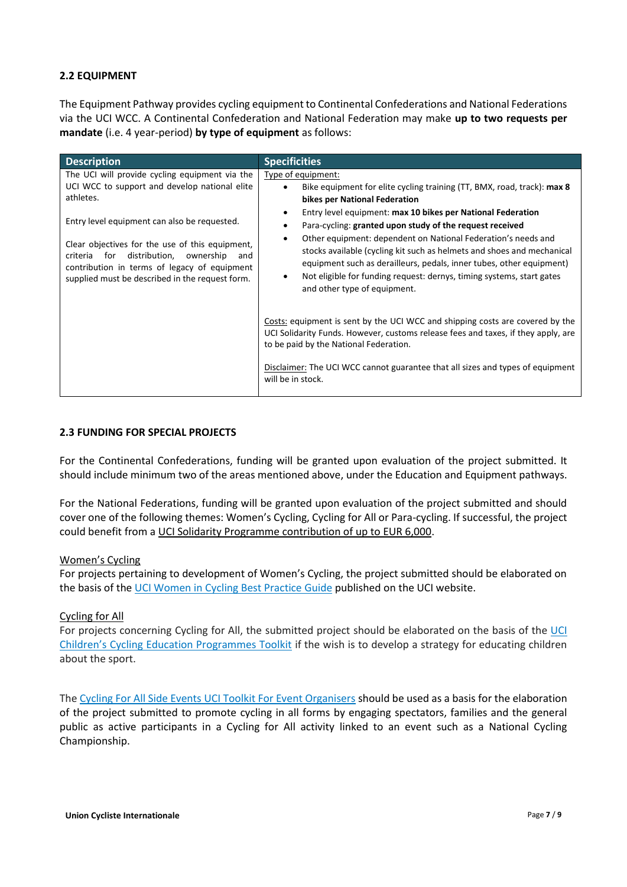## 2.2 EQUIPMENT

The Equipment Pathway provides cycling equipment to Continental Confederations and National Federations via the UCI WCC. A Continental Confederation and National Federation may make **up to two requests per mandate** (i.e. 4 year-period) **by type of equipment** as follows:

| Description | Specificities |
|---|---|
| The UCI will provide cycling equipment via the UCI WCC to support and develop national elite athletes.<br><br>Entry level equipment can also be requested.<br><br>Clear objectives for the use of this equipment, criteria for distribution, ownership and contribution in terms of legacy of equipment supplied must be described in the request form. | Type of equipment:<br>• Bike equipment for elite cycling training (TT, BMX, road, track): **max 8 bikes per National Federation**<br>• Entry level equipment: **max 10 bikes per National Federation**<br>• Para-cycling: **granted upon study of the request received**<br>• Other equipment: dependent on National Federation's needs and stocks available (cycling kit such as helmets and shoes and mechanical equipment such as derailleurs, pedals, inner tubes, other equipment)<br>• Not eligible for funding request: dernys, timing systems, start gates and other type of equipment.<br><br>Costs: equipment is sent by the UCI WCC and shipping costs are covered by the UCI Solidarity Funds. However, customs release fees and taxes, if they apply, are to be paid by the National Federation.<br><br>Disclaimer: The UCI WCC cannot guarantee that all sizes and types of equipment will be in stock. |

## 2.3 FUNDING FOR SPECIAL PROJECTS

For the Continental Confederations, funding will be granted upon evaluation of the project submitted. It should include minimum two of the areas mentioned above, under the Education and Equipment pathways.

For the National Federations, funding will be granted upon evaluation of the project submitted and should cover one of the following themes: Women's Cycling, Cycling for All or Para-cycling. If successful, the project could benefit from a UCI Solidarity Programme contribution of up to EUR 6,000.

Women's Cycling

For projects pertaining to development of Women's Cycling, the project submitted should be elaborated on the basis of the UCI Women in Cycling Best Practice Guide published on the UCI website.

Cycling for All

For projects concerning Cycling for All, the submitted project should be elaborated on the basis of the UCI Children's Cycling Education Programmes Toolkit if the wish is to develop a strategy for educating children about the sport.

The Cycling For All Side Events UCI Toolkit For Event Organisers should be used as a basis for the elaboration of the project submitted to promote cycling in all forms by engaging spectators, families and the general public as active participants in a Cycling for All activity linked to an event such as a National Cycling Championship.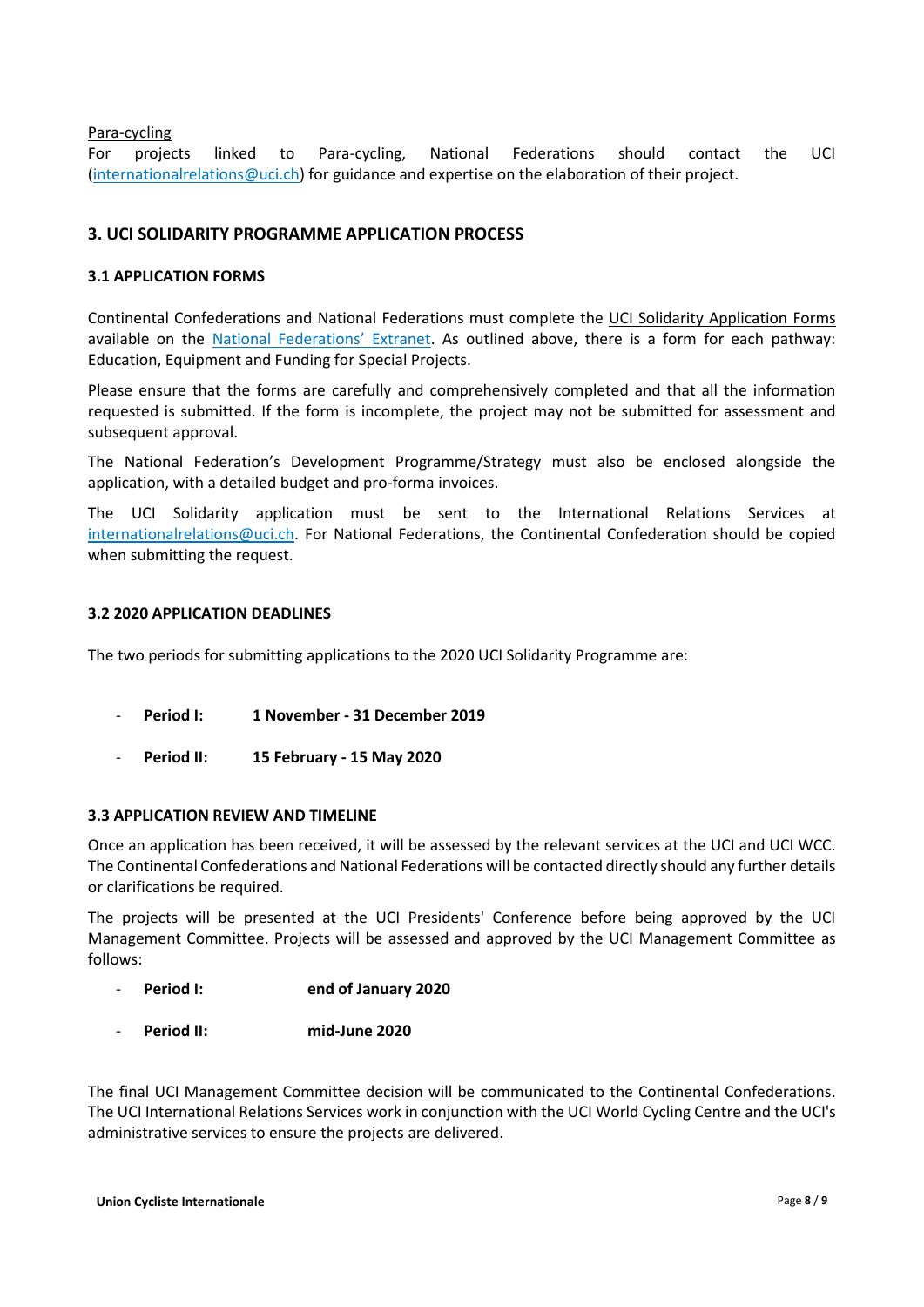Para-cycling

For projects linked to Para-cycling, National Federations should contact the UCI (internationalrelations@uci.ch) for guidance and expertise on the elaboration of their project.

## 3. UCI SOLIDARITY PROGRAMME APPLICATION PROCESS

### 3.1 APPLICATION FORMS

Continental Confederations and National Federations must complete the UCI Solidarity Application Forms available on the National Federations' Extranet. As outlined above, there is a form for each pathway: Education, Equipment and Funding for Special Projects.

Please ensure that the forms are carefully and comprehensively completed and that all the information requested is submitted. If the form is incomplete, the project may not be submitted for assessment and subsequent approval.

The National Federation's Development Programme/Strategy must also be enclosed alongside the application, with a detailed budget and pro-forma invoices.

The UCI Solidarity application must be sent to the International Relations Services at internationalrelations@uci.ch. For National Federations, the Continental Confederation should be copied when submitting the request.

### 3.2 2020 APPLICATION DEADLINES

The two periods for submitting applications to the 2020 UCI Solidarity Programme are:

- **Period I:** **1 November - 31 December 2019**
- **Period II:** **15 February - 15 May 2020**

### 3.3 APPLICATION REVIEW AND TIMELINE

Once an application has been received, it will be assessed by the relevant services at the UCI and UCI WCC. The Continental Confederations and National Federations will be contacted directly should any further details or clarifications be required.

The projects will be presented at the UCI Presidents' Conference before being approved by the UCI Management Committee. Projects will be assessed and approved by the UCI Management Committee as follows:

- **Period I:** **end of January 2020**
- **Period II:** **mid-June 2020**

The final UCI Management Committee decision will be communicated to the Continental Confederations. The UCI International Relations Services work in conjunction with the UCI World Cycling Centre and the UCI's administrative services to ensure the projects are delivered.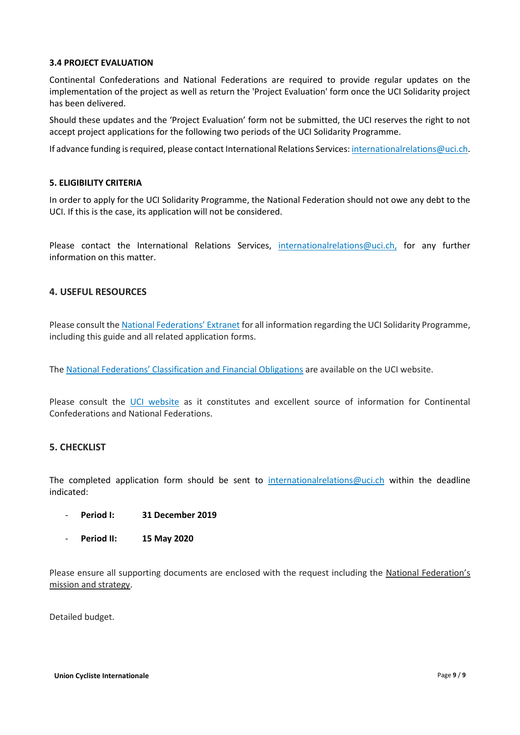### 3.4 PROJECT EVALUATION

Continental Confederations and National Federations are required to provide regular updates on the implementation of the project as well as return the 'Project Evaluation' form once the UCI Solidarity project has been delivered.

Should these updates and the 'Project Evaluation' form not be submitted, the UCI reserves the right to not accept project applications for the following two periods of the UCI Solidarity Programme.

If advance funding is required, please contact International Relations Services: internationalrelations@uci.ch.

### 5. ELIGIBILITY CRITERIA

In order to apply for the UCI Solidarity Programme, the National Federation should not owe any debt to the UCI. If this is the case, its application will not be considered.

Please contact the International Relations Services, internationalrelations@uci.ch, for any further information on this matter.

## 4. USEFUL RESOURCES

Please consult the National Federations' Extranet for all information regarding the UCI Solidarity Programme, including this guide and all related application forms.

The National Federations' Classification and Financial Obligations are available on the UCI website.

Please consult the UCI website as it constitutes and excellent source of information for Continental Confederations and National Federations.

## 5. CHECKLIST

The completed application form should be sent to internationalrelations@uci.ch within the deadline indicated:

- **Period I:** **31 December 2019**
- **Period II:** **15 May 2020**

Please ensure all supporting documents are enclosed with the request including the National Federation's mission and strategy.

Detailed budget.